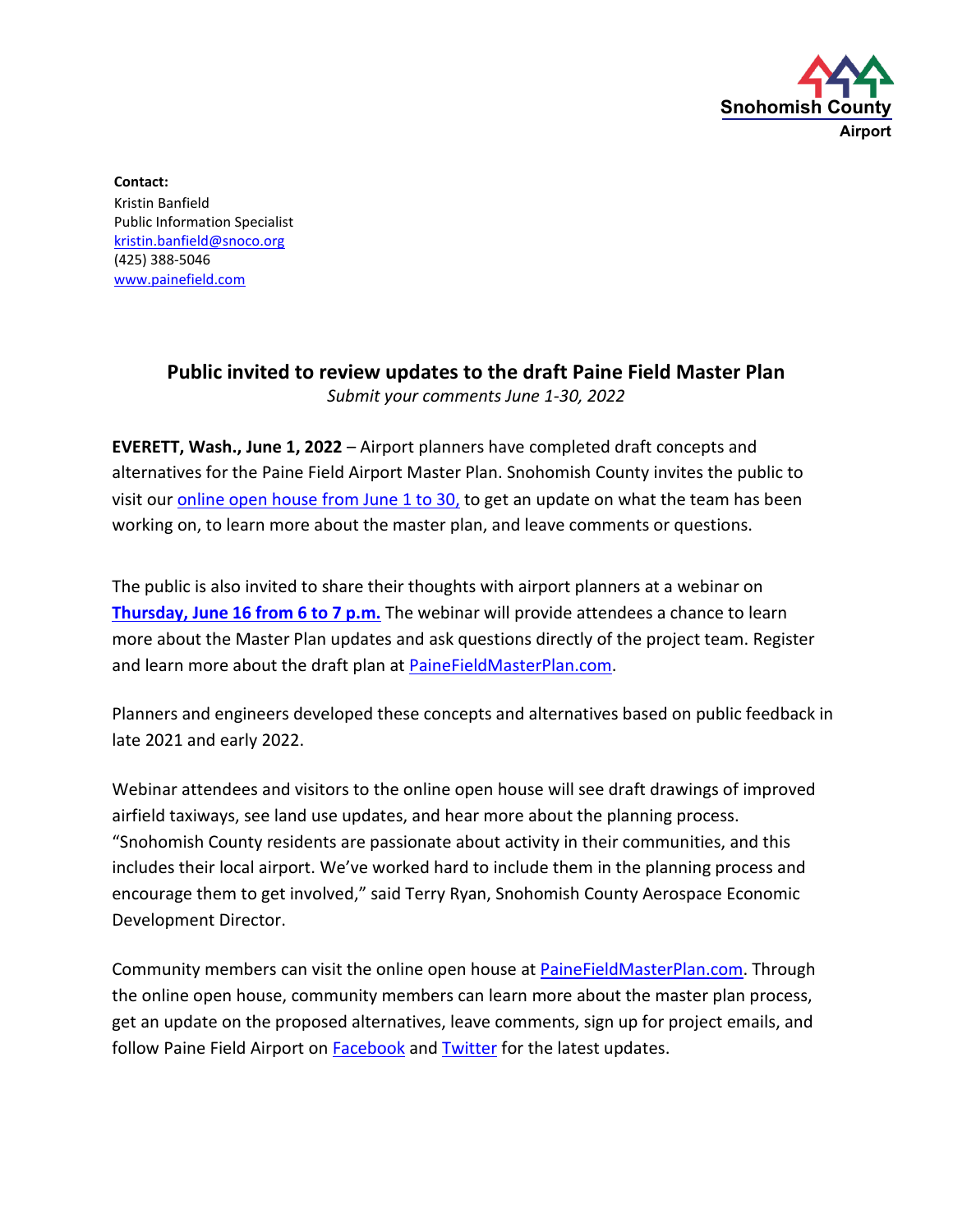Snohomish County
Airport

**Contact:**
Kristin Banfield
Public Information Specialist
kristin.banfield@snoco.org
(425) 388-5046
www.painefield.com

# Public invited to review updates to the draft Paine Field Master Plan

*Submit your comments June 1-30, 2022*

**EVERETT, Wash., June 1, 2022** – Airport planners have completed draft concepts and alternatives for the Paine Field Airport Master Plan. Snohomish County invites the public to visit our online open house from June 1 to 30, to get an update on what the team has been working on, to learn more about the master plan, and leave comments or questions.

The public is also invited to share their thoughts with airport planners at a webinar on **Thursday, June 16 from 6 to 7 p.m.** The webinar will provide attendees a chance to learn more about the Master Plan updates and ask questions directly of the project team. Register and learn more about the draft plan at PaineFieldMasterPlan.com.

Planners and engineers developed these concepts and alternatives based on public feedback in late 2021 and early 2022.

Webinar attendees and visitors to the online open house will see draft drawings of improved airfield taxiways, see land use updates, and hear more about the planning process. "Snohomish County residents are passionate about activity in their communities, and this includes their local airport. We've worked hard to include them in the planning process and encourage them to get involved," said Terry Ryan, Snohomish County Aerospace Economic Development Director.

Community members can visit the online open house at PaineFieldMasterPlan.com. Through the online open house, community members can learn more about the master plan process, get an update on the proposed alternatives, leave comments, sign up for project emails, and follow Paine Field Airport on Facebook and Twitter for the latest updates.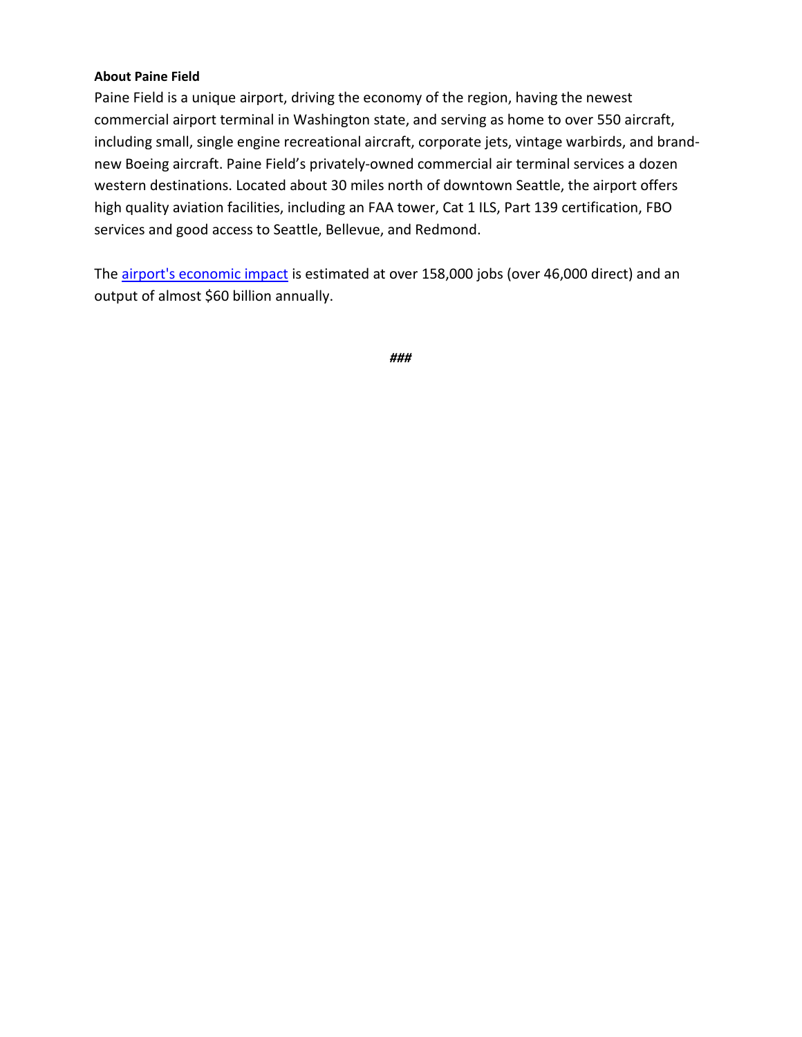**About Paine Field**

Paine Field is a unique airport, driving the economy of the region, having the newest commercial airport terminal in Washington state, and serving as home to over 550 aircraft, including small, single engine recreational aircraft, corporate jets, vintage warbirds, and brand-new Boeing aircraft. Paine Field's privately-owned commercial air terminal services a dozen western destinations. Located about 30 miles north of downtown Seattle, the airport offers high quality aviation facilities, including an FAA tower, Cat 1 ILS, Part 139 certification, FBO services and good access to Seattle, Bellevue, and Redmond.

The airport's economic impact is estimated at over 158,000 jobs (over 46,000 direct) and an output of almost $60 billion annually.

***###***